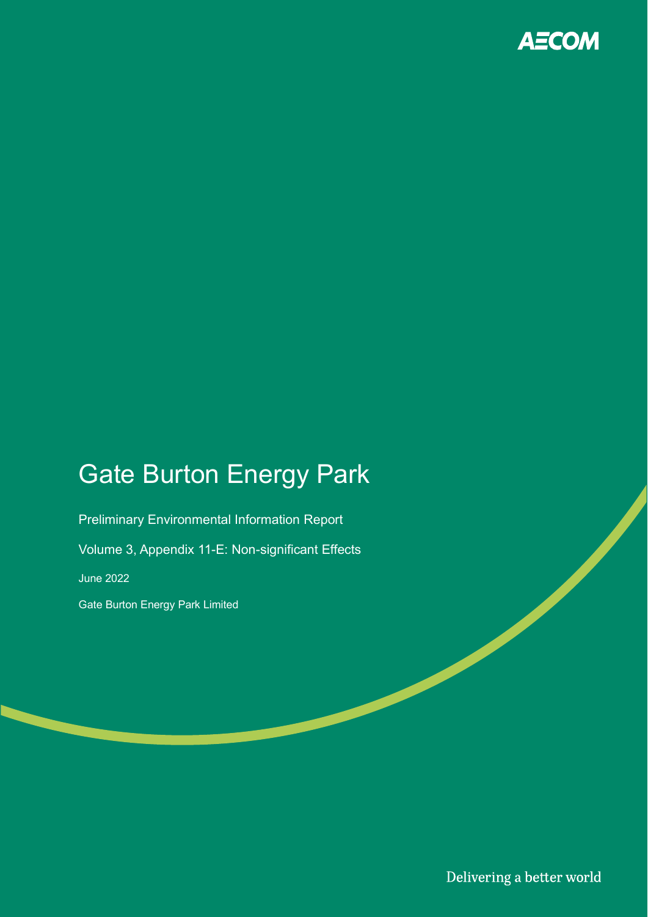AECOM

# Gate Burton Energy Park

Preliminary Environmental Information Report

Volume 3, Appendix 11-E: Non-significant Effects

June 2022

Gate Burton Energy Park Limited

Delivering a better world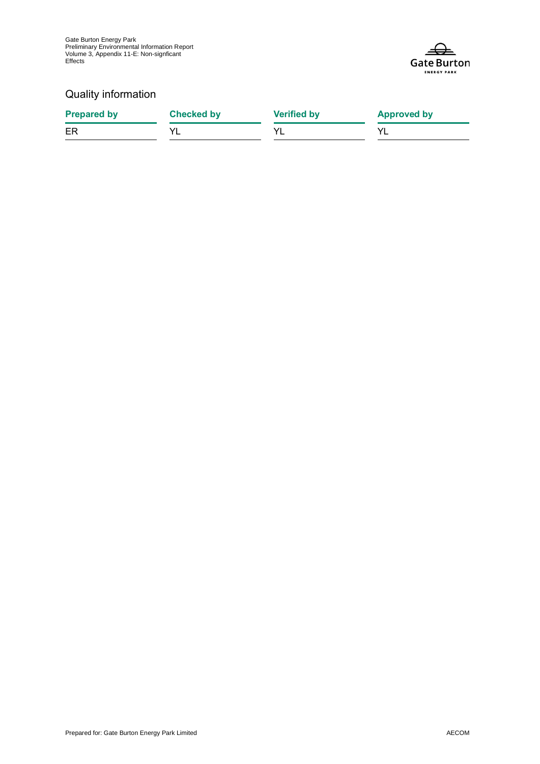## Quality information

| Prepared by | Checked by | Verified by | Approved by |
| --- | --- | --- | --- |
| ER | YL | YL | YL |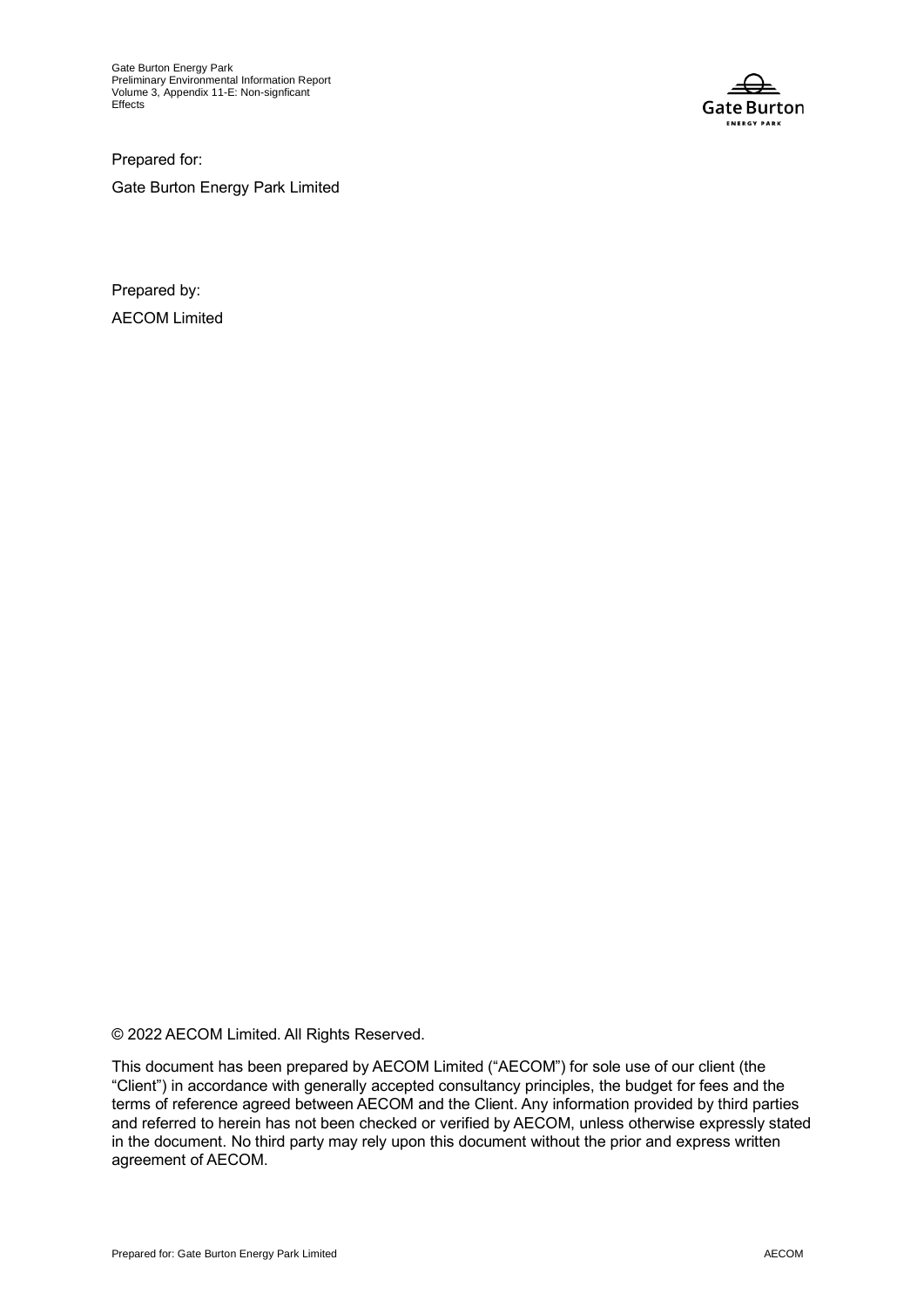Prepared for:

Gate Burton Energy Park Limited

Prepared by:

AECOM Limited

© 2022 AECOM Limited. All Rights Reserved.

This document has been prepared by AECOM Limited ("AECOM") for sole use of our client (the "Client") in accordance with generally accepted consultancy principles, the budget for fees and the terms of reference agreed between AECOM and the Client. Any information provided by third parties and referred to herein has not been checked or verified by AECOM, unless otherwise expressly stated in the document. No third party may rely upon this document without the prior and express written agreement of AECOM.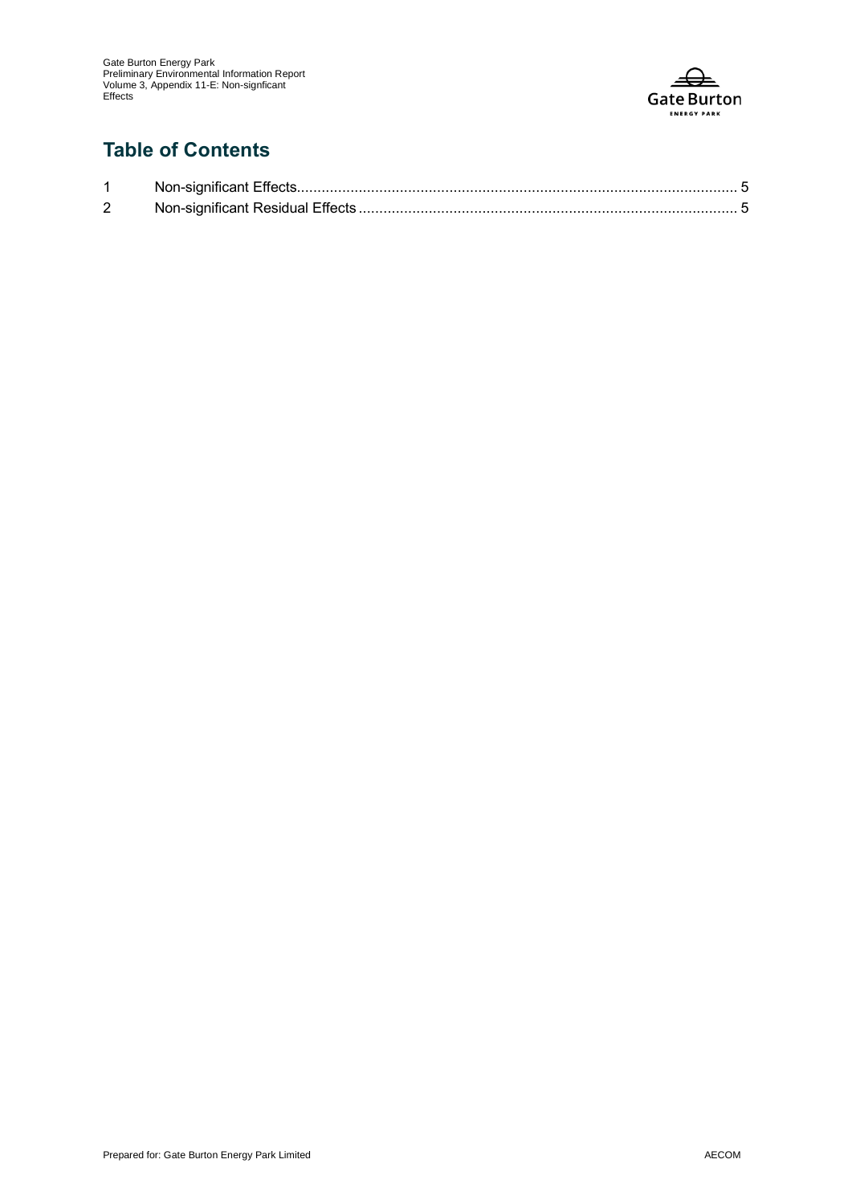## Table of Contents

1 Non-significant Effects........................................................................................................ 5

2 Non-significant Residual Effects ......................................................................................... 5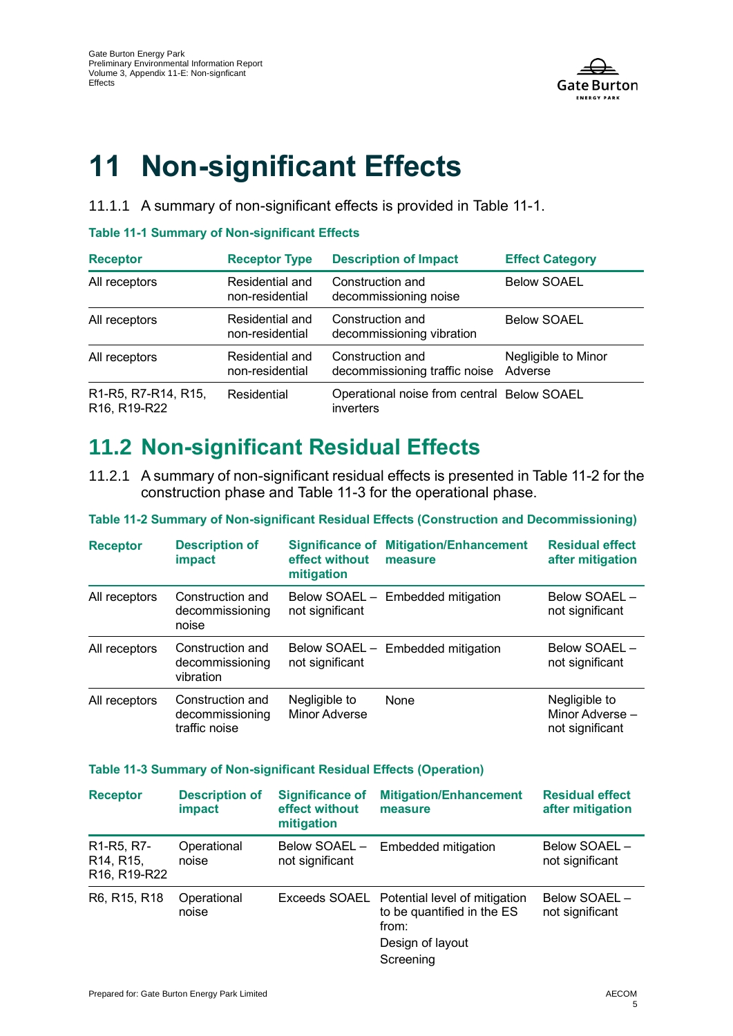# 11 Non-significant Effects

11.1.1 A summary of non-significant effects is provided in Table 11-1.

**Table 11-1 Summary of Non-significant Effects**

| Receptor | Receptor Type | Description of Impact | Effect Category |
|---|---|---|---|
| All receptors | Residential and non-residential | Construction and decommissioning noise | Below SOAEL |
| All receptors | Residential and non-residential | Construction and decommissioning vibration | Below SOAEL |
| All receptors | Residential and non-residential | Construction and decommissioning traffic noise | Negligible to Minor Adverse |
| R1-R5, R7-R14, R15, R16, R19-R22 | Residential | Operational noise from central inverters | Below SOAEL |

## 11.2 Non-significant Residual Effects

11.2.1 A summary of non-significant residual effects is presented in Table 11-2 for the construction phase and Table 11-3 for the operational phase.

**Table 11-2 Summary of Non-significant Residual Effects (Construction and Decommissioning)**

| Receptor | Description of impact | Significance of effect without mitigation | Mitigation/Enhancement measure | Residual effect after mitigation |
|---|---|---|---|---|
| All receptors | Construction and decommissioning noise | Below SOAEL – not significant | Embedded mitigation | Below SOAEL – not significant |
| All receptors | Construction and decommissioning vibration | Below SOAEL – not significant | Embedded mitigation | Below SOAEL – not significant |
| All receptors | Construction and decommissioning traffic noise | Negligible to Minor Adverse | None | Negligible to Minor Adverse – not significant |

**Table 11-3 Summary of Non-significant Residual Effects (Operation)**

| Receptor | Description of impact | Significance of effect without mitigation | Mitigation/Enhancement measure | Residual effect after mitigation |
|---|---|---|---|---|
| R1-R5, R7-R14, R15, R16, R19-R22 | Operational noise | Below SOAEL – not significant | Embedded mitigation | Below SOAEL – not significant |
| R6, R15, R18 | Operational noise | Exceeds SOAEL | Potential level of mitigation to be quantified in the ES from: Design of layout Screening | Below SOAEL – not significant |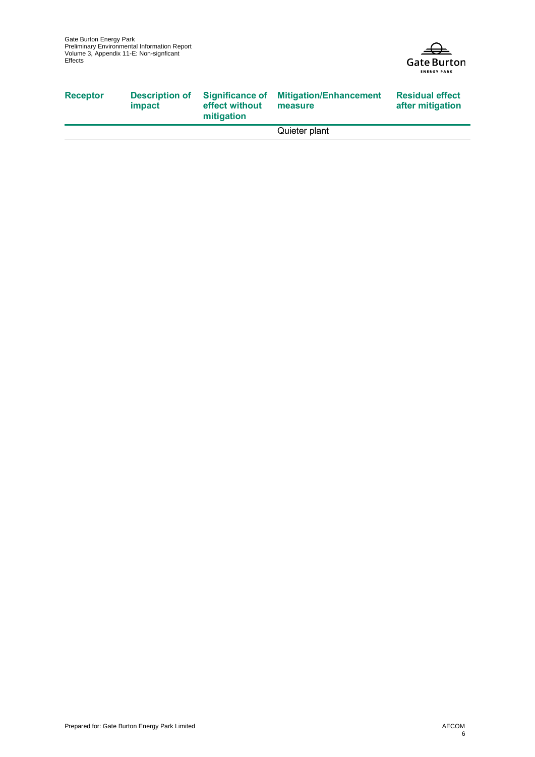| Receptor | Description of impact | Significance of effect without mitigation | Mitigation/Enhancement measure | Residual effect after mitigation |
| --- | --- | --- | --- | --- |
| | | | Quieter plant | |